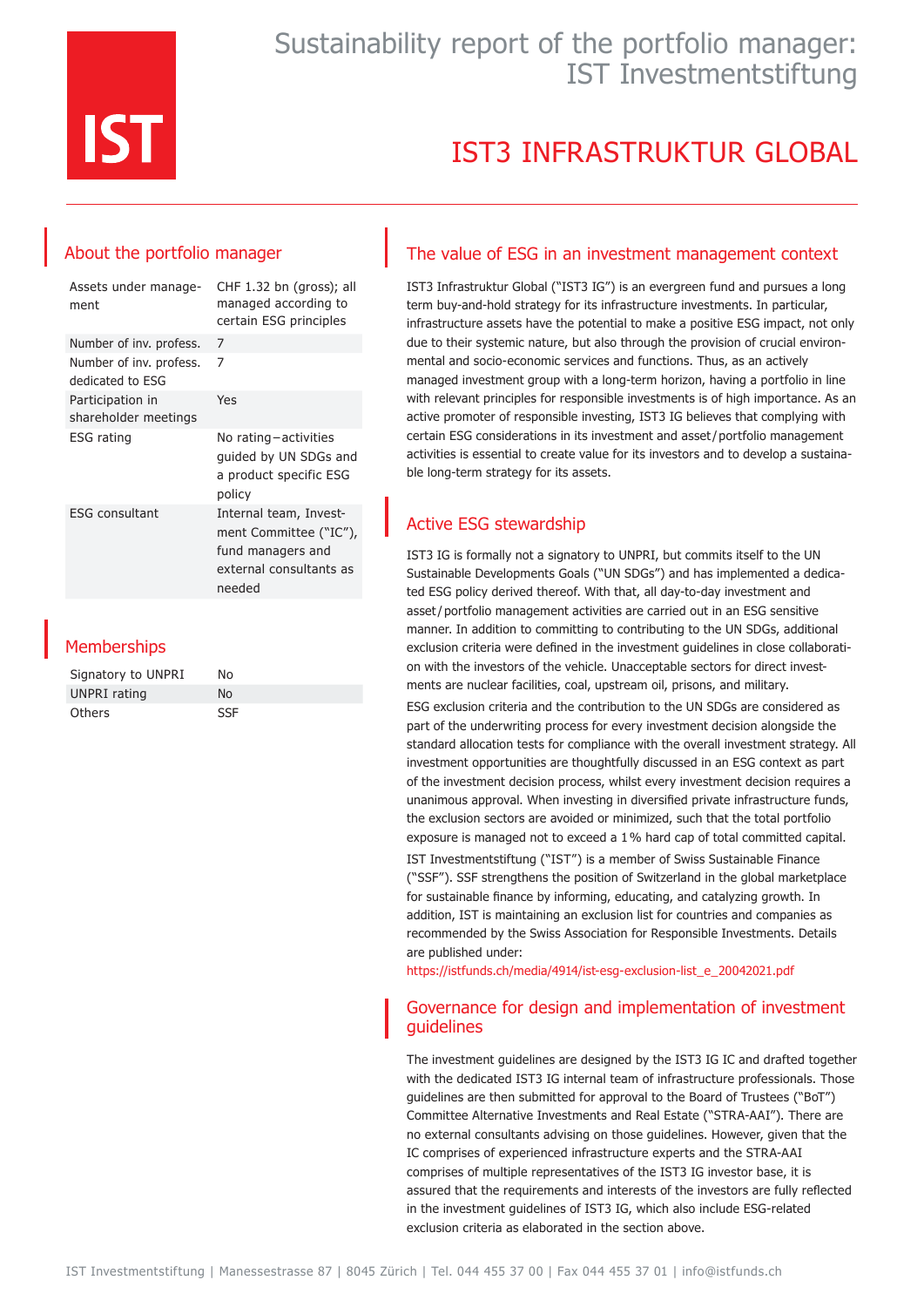# Sustainability report of the portfolio manager: IST Investmentstiftung

# IST3 INFRASTRUKTUR GLOBAL

## About the portfolio manager

| | |
|---|---|
| Assets under management | CHF 1.32 bn (gross); all managed according to certain ESG principles |
| Number of inv. profess. | 7 |
| Number of inv. profess. dedicated to ESG | 7 |
| Participation in shareholder meetings | Yes |
| ESG rating | No rating – activities guided by UN SDGs and a product specific ESG policy |
| ESG consultant | Internal team, Investment Committee ("IC"), fund managers and external consultants as needed |

## Memberships

| | |
|---|---|
| Signatory to UNPRI | No |
| UNPRI rating | No |
| Others | SSF |

## The value of ESG in an investment management context

IST3 Infrastruktur Global ("IST3 IG") is an evergreen fund and pursues a long term buy-and-hold strategy for its infrastructure investments. In particular, infrastructure assets have the potential to make a positive ESG impact, not only due to their systemic nature, but also through the provision of crucial environmental and socio-economic services and functions. Thus, as an actively managed investment group with a long-term horizon, having a portfolio in line with relevant principles for responsible investments is of high importance. As an active promoter of responsible investing, IST3 IG believes that complying with certain ESG considerations in its investment and asset / portfolio management activities is essential to create value for its investors and to develop a sustainable long-term strategy for its assets.

## Active ESG stewardship

IST3 IG is formally not a signatory to UNPRI, but commits itself to the UN Sustainable Developments Goals ("UN SDGs") and has implemented a dedicated ESG policy derived thereof. With that, all day-to-day investment and asset / portfolio management activities are carried out in an ESG sensitive manner. In addition to committing to contributing to the UN SDGs, additional exclusion criteria were defined in the investment guidelines in close collaboration with the investors of the vehicle. Unacceptable sectors for direct investments are nuclear facilities, coal, upstream oil, prisons, and military.

ESG exclusion criteria and the contribution to the UN SDGs are considered as part of the underwriting process for every investment decision alongside the standard allocation tests for compliance with the overall investment strategy. All investment opportunities are thoughtfully discussed in an ESG context as part of the investment decision process, whilst every investment decision requires a unanimous approval. When investing in diversified private infrastructure funds, the exclusion sectors are avoided or minimized, such that the total portfolio exposure is managed not to exceed a 1 % hard cap of total committed capital.

IST Investmentstiftung ("IST") is a member of Swiss Sustainable Finance ("SSF"). SSF strengthens the position of Switzerland in the global marketplace for sustainable finance by informing, educating, and catalyzing growth. In addition, IST is maintaining an exclusion list for countries and companies as recommended by the Swiss Association for Responsible Investments. Details are published under:
https://istfunds.ch/media/4914/ist-esg-exclusion-list_e_20042021.pdf

## Governance for design and implementation of investment guidelines

The investment guidelines are designed by the IST3 IG IC and drafted together with the dedicated IST3 IG internal team of infrastructure professionals. Those guidelines are then submitted for approval to the Board of Trustees ("BoT") Committee Alternative Investments and Real Estate ("STRA-AAI"). There are no external consultants advising on those guidelines. However, given that the IC comprises of experienced infrastructure experts and the STRA-AAI comprises of multiple representatives of the IST3 IG investor base, it is assured that the requirements and interests of the investors are fully reflected in the investment guidelines of IST3 IG, which also include ESG-related exclusion criteria as elaborated in the section above.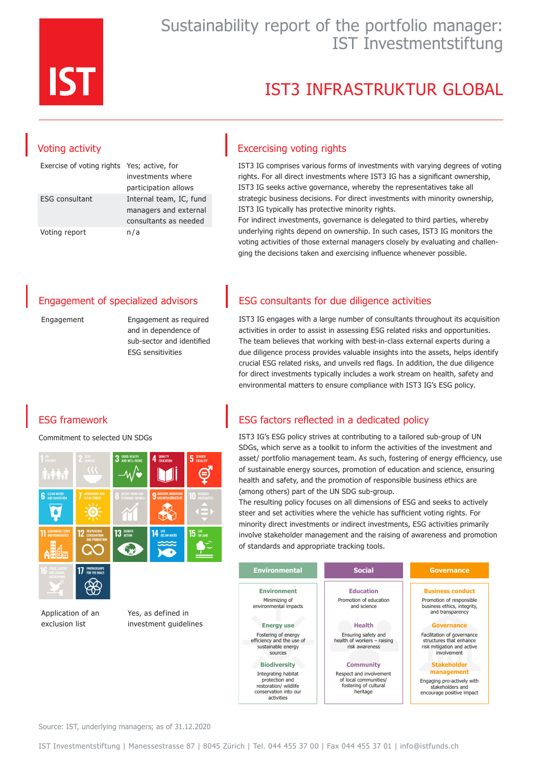# Sustainability report of the portfolio manager: IST Investmentstiftung

## IST3 INFRASTRUKTUR GLOBAL

## Voting activity

| | |
|---|---|
| Exercise of voting rights | Yes; active, for investments where participation allows |
| ESG consultant | Internal team, IC, fund managers and external consultants as needed |
| Voting report | n/a |

## Excercising voting rights

IST3 IG comprises various forms of investments with varying degrees of voting rights. For all direct investments where IST3 IG has a significant ownership, IST3 IG seeks active governance, whereby the representatives take all strategic business decisions. For direct investments with minority ownership, IST3 IG typically has protective minority rights.
For indirect investments, governance is delegated to third parties, whereby underlying rights depend on ownership. In such cases, IST3 IG monitors the voting activities of those external managers closely by evaluating and challenging the decisions taken and exercising influence whenever possible.

## Engagement of specialized advisors

| | |
|---|---|
| Engagement | Engagement as required and in dependence of sub-sector and identified ESG sensitivities |

## ESG consultants for due diligence activities

IST3 IG engages with a large number of consultants throughout its acquisition activities in order to assist in assessing ESG related risks and opportunities. The team believes that working with best-in-class external experts during a due diligence process provides valuable insights into the assets, helps identify crucial ESG related risks, and unveils red flags. In addition, the due diligence for direct investments typically includes a work stream on health, safety and environmental matters to ensure compliance with IST3 IG's ESG policy.

## ESG framework

Commitment to selected UN SDGs

1 NO POVERTY
2 ZERO HUNGER
3 GOOD HEALTH AND WELL-BEING
4 QUALITY EDUCATION
5 GENDER EQUALITY
6 CLEAN WATER AND SANITATION
7 AFFORDABLE AND CLEAN ENERGY
8 DECENT WORK AND ECONOMIC GROWTH
9 INDUSTRY, INNOVATION AND INFRASTRUCTURE
10 REDUCED INEQUALITIES
11 SUSTAINABLE CITIES AND COMMUNITIES
12 RESPONSIBLE CONSUMPTION AND PRODUCTION
13 CLIMATE ACTION
14 LIFE BELOW WATER
15 LIFE ON LAND
16 PEACE, JUSTICE AND STRONG INSTITUTIONS
17 PARTNERSHIPS FOR THE GOALS

| | |
|---|---|
| Application of an exclusion list | Yes, as defined in investment guidelines |

## ESG factors reflected in a dedicated policy

IST3 IG's ESG policy strives at contributing to a tailored sub-group of UN SDGs, which serve as a toolkit to inform the activities of the investment and asset/ portfolio management team. As such, fostering of energy efficiency, use of sustainable energy sources, promotion of education and science, ensuring health and safety, and the promotion of responsible business ethics are (among others) part of the UN SDG sub-group.
The resulting policy focuses on all dimensions of ESG and seeks to actively steer and set activities where the vehicle has sufficient voting rights. For minority direct investments or indirect investments, ESG activities primarily involve stakeholder management and the raising of awareness and promotion of standards and appropriate tracking tools.

| Environmental | Social | Governance |
|---|---|---|
| **Environment** Minimizing of environmental impacts | **Education** Promotion of education and science | **Business conduct** Promotion of responsible business ethics, integrity, and transparency |
| **Energy use** Fostering of energy efficiency and the use of sustainable energy sources | **Health** Ensuring safety and health of workers – raising risk awareness | **Governance** Facilitation of governance structures that enhance risk mitigation and active involvement |
| **Biodiversity** Integrating habitat protection and restoration/ wildlife conservation into our activities | **Community** Respect and involvement of local communities/ fostering of cultural heritage | **Stakeholder management** Engaging pro-actively with stakeholders and encourage positive impact |

Source: IST, underlying managers; as of 31.12.2020

IST Investmentstiftung | Manessestrasse 87 | 8045 Zürich | Tel. 044 455 37 00 | Fax 044 455 37 01 | info@istfunds.ch